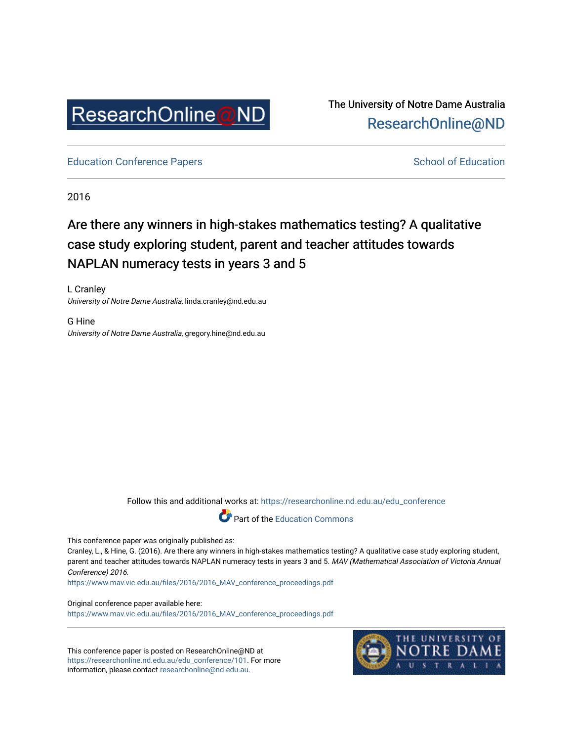ResearchOnline@ND

The University of Notre Dame Australia
ResearchOnline@ND

Education Conference Papers | School of Education

2016

# Are there any winners in high-stakes mathematics testing? A qualitative case study exploring student, parent and teacher attitudes towards NAPLAN numeracy tests in years 3 and 5

L Cranley
*University of Notre Dame Australia*, linda.cranley@nd.edu.au

G Hine
*University of Notre Dame Australia*, gregory.hine@nd.edu.au

Follow this and additional works at: https://researchonline.nd.edu.au/edu_conference

Part of the Education Commons

This conference paper was originally published as:
Cranley, L., & Hine, G. (2016). Are there any winners in high-stakes mathematics testing? A qualitative case study exploring student, parent and teacher attitudes towards NAPLAN numeracy tests in years 3 and 5. *MAV (Mathematical Association of Victoria Annual Conference) 2016*.
https://www.mav.vic.edu.au/files/2016/2016_MAV_conference_proceedings.pdf

Original conference paper available here:
https://www.mav.vic.edu.au/files/2016/2016_MAV_conference_proceedings.pdf

This conference paper is posted on ResearchOnline@ND at https://researchonline.nd.edu.au/edu_conference/101. For more information, please contact researchonline@nd.edu.au.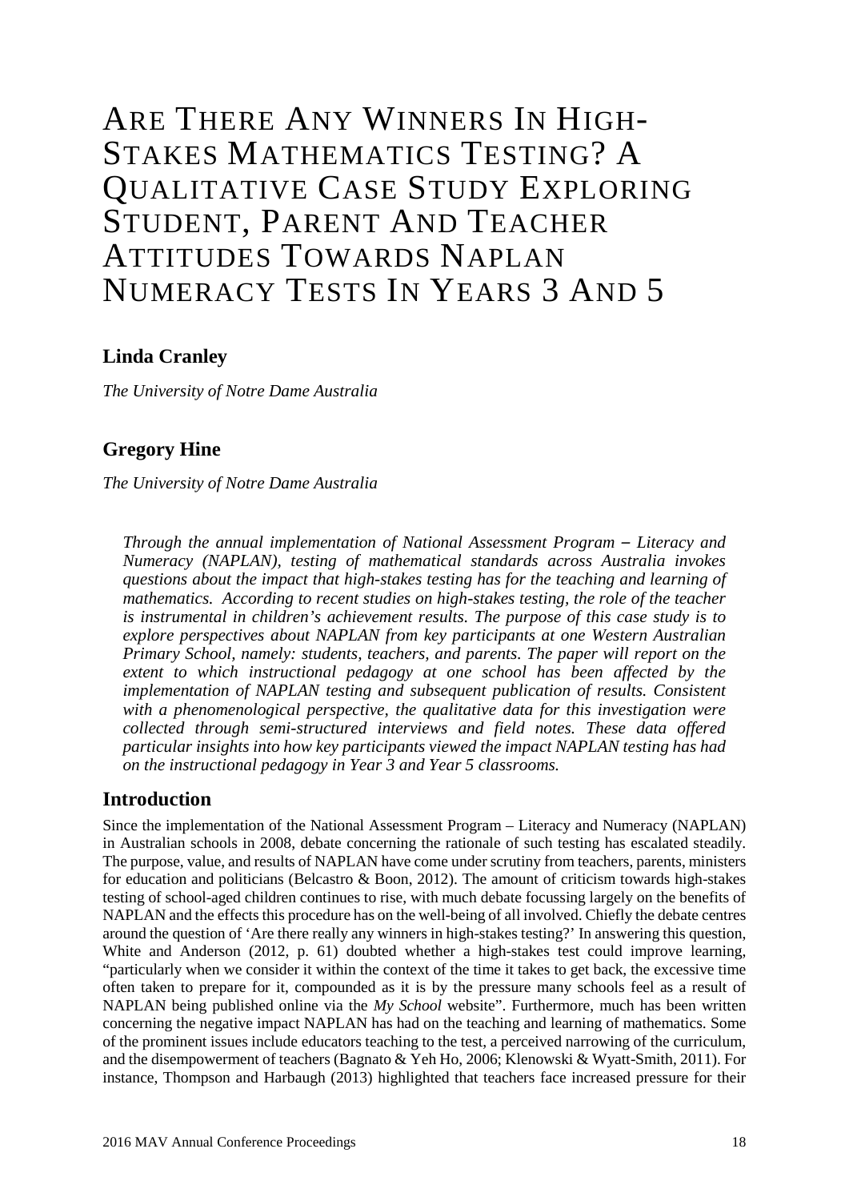# Are There Any Winners In High-Stakes Mathematics Testing? A Qualitative Case Study Exploring Student, Parent And Teacher Attitudes Towards NAPLAN Numeracy Tests In Years 3 And 5

**Linda Cranley**

*The University of Notre Dame Australia*

**Gregory Hine**

*The University of Notre Dame Australia*

*Through the annual implementation of National Assessment Program – Literacy and Numeracy (NAPLAN), testing of mathematical standards across Australia invokes questions about the impact that high-stakes testing has for the teaching and learning of mathematics. According to recent studies on high-stakes testing, the role of the teacher is instrumental in children's achievement results. The purpose of this case study is to explore perspectives about NAPLAN from key participants at one Western Australian Primary School, namely: students, teachers, and parents. The paper will report on the extent to which instructional pedagogy at one school has been affected by the implementation of NAPLAN testing and subsequent publication of results. Consistent with a phenomenological perspective, the qualitative data for this investigation were collected through semi-structured interviews and field notes. These data offered particular insights into how key participants viewed the impact NAPLAN testing has had on the instructional pedagogy in Year 3 and Year 5 classrooms.*

## Introduction

Since the implementation of the National Assessment Program – Literacy and Numeracy (NAPLAN) in Australian schools in 2008, debate concerning the rationale of such testing has escalated steadily. The purpose, value, and results of NAPLAN have come under scrutiny from teachers, parents, ministers for education and politicians (Belcastro & Boon, 2012). The amount of criticism towards high-stakes testing of school-aged children continues to rise, with much debate focussing largely on the benefits of NAPLAN and the effects this procedure has on the well-being of all involved. Chiefly the debate centres around the question of 'Are there really any winners in high-stakes testing?' In answering this question, White and Anderson (2012, p. 61) doubted whether a high-stakes test could improve learning, "particularly when we consider it within the context of the time it takes to get back, the excessive time often taken to prepare for it, compounded as it is by the pressure many schools feel as a result of NAPLAN being published online via the *My School* website". Furthermore, much has been written concerning the negative impact NAPLAN has had on the teaching and learning of mathematics. Some of the prominent issues include educators teaching to the test, a perceived narrowing of the curriculum, and the disempowerment of teachers (Bagnato & Yeh Ho, 2006; Klenowski & Wyatt-Smith, 2011). For instance, Thompson and Harbaugh (2013) highlighted that teachers face increased pressure for their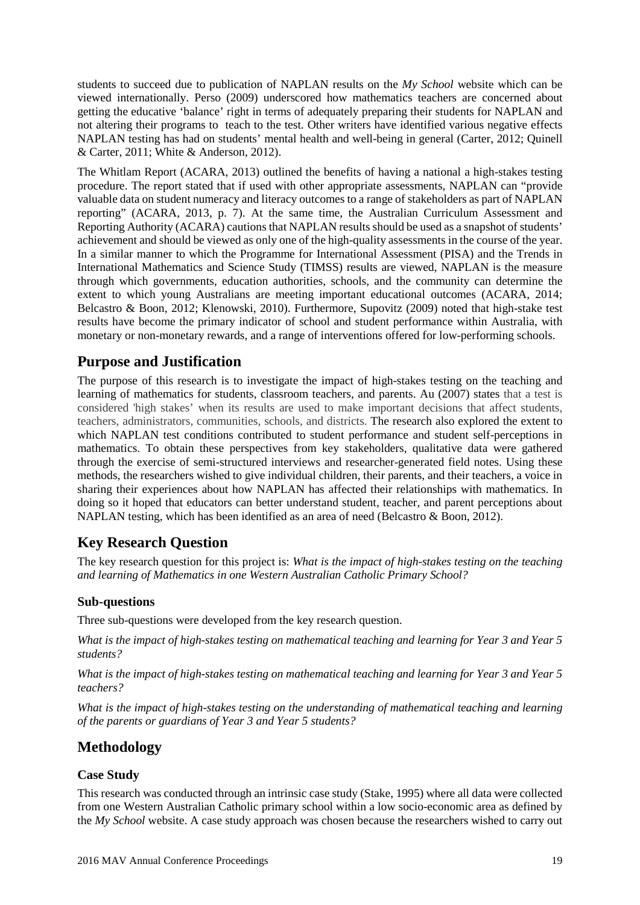students to succeed due to publication of NAPLAN results on the *My School* website which can be viewed internationally. Perso (2009) underscored how mathematics teachers are concerned about getting the educative 'balance' right in terms of adequately preparing their students for NAPLAN and not altering their programs to teach to the test. Other writers have identified various negative effects NAPLAN testing has had on students' mental health and well-being in general (Carter, 2012; Quinell & Carter, 2011; White & Anderson, 2012).

The Whitlam Report (ACARA, 2013) outlined the benefits of having a national a high-stakes testing procedure. The report stated that if used with other appropriate assessments, NAPLAN can "provide valuable data on student numeracy and literacy outcomes to a range of stakeholders as part of NAPLAN reporting" (ACARA, 2013, p. 7). At the same time, the Australian Curriculum Assessment and Reporting Authority (ACARA) cautions that NAPLAN results should be used as a snapshot of students' achievement and should be viewed as only one of the high-quality assessments in the course of the year. In a similar manner to which the Programme for International Assessment (PISA) and the Trends in International Mathematics and Science Study (TIMSS) results are viewed, NAPLAN is the measure through which governments, education authorities, schools, and the community can determine the extent to which young Australians are meeting important educational outcomes (ACARA, 2014; Belcastro & Boon, 2012; Klenowski, 2010). Furthermore, Supovitz (2009) noted that high-stake test results have become the primary indicator of school and student performance within Australia, with monetary or non-monetary rewards, and a range of interventions offered for low-performing schools.

## Purpose and Justification

The purpose of this research is to investigate the impact of high-stakes testing on the teaching and learning of mathematics for students, classroom teachers, and parents. Au (2007) states that a test is considered 'high stakes' when its results are used to make important decisions that affect students, teachers, administrators, communities, schools, and districts. The research also explored the extent to which NAPLAN test conditions contributed to student performance and student self-perceptions in mathematics. To obtain these perspectives from key stakeholders, qualitative data were gathered through the exercise of semi-structured interviews and researcher-generated field notes. Using these methods, the researchers wished to give individual children, their parents, and their teachers, a voice in sharing their experiences about how NAPLAN has affected their relationships with mathematics. In doing so it hoped that educators can better understand student, teacher, and parent perceptions about NAPLAN testing, which has been identified as an area of need (Belcastro & Boon, 2012).

## Key Research Question

The key research question for this project is: *What is the impact of high-stakes testing on the teaching and learning of Mathematics in one Western Australian Catholic Primary School?*

### Sub-questions

Three sub-questions were developed from the key research question.

*What is the impact of high-stakes testing on mathematical teaching and learning for Year 3 and Year 5 students?*

*What is the impact of high-stakes testing on mathematical teaching and learning for Year 3 and Year 5 teachers?*

*What is the impact of high-stakes testing on the understanding of mathematical teaching and learning of the parents or guardians of Year 3 and Year 5 students?*

## Methodology

### Case Study

This research was conducted through an intrinsic case study (Stake, 1995) where all data were collected from one Western Australian Catholic primary school within a low socio-economic area as defined by the *My School* website. A case study approach was chosen because the researchers wished to carry out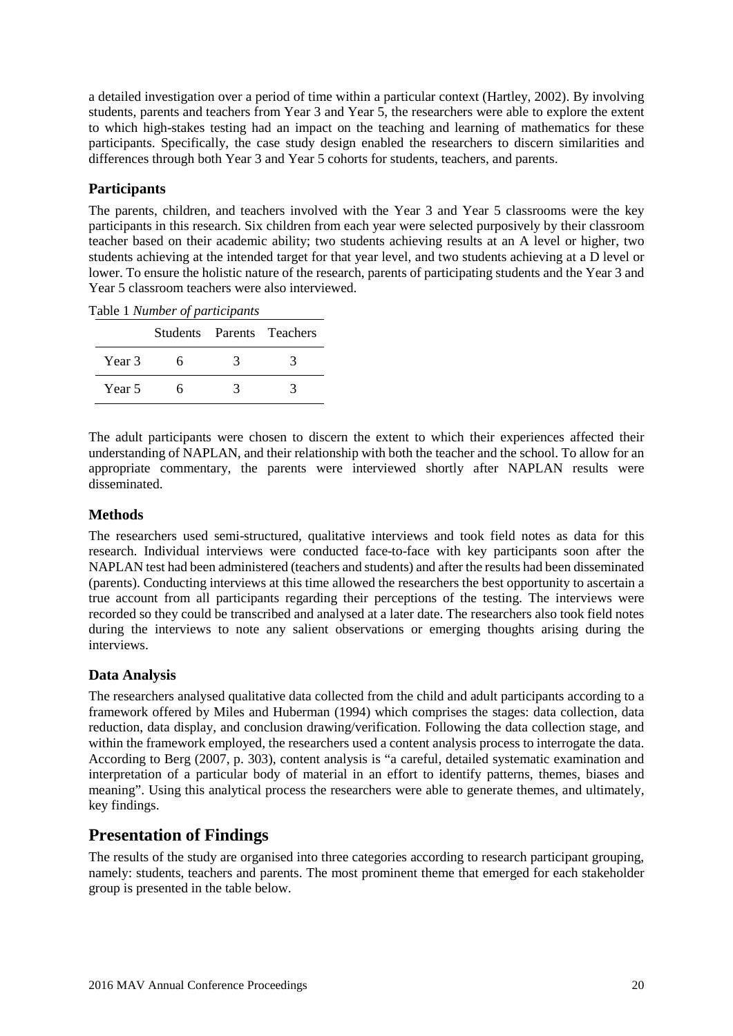a detailed investigation over a period of time within a particular context (Hartley, 2002). By involving students, parents and teachers from Year 3 and Year 5, the researchers were able to explore the extent to which high-stakes testing had an impact on the teaching and learning of mathematics for these participants. Specifically, the case study design enabled the researchers to discern similarities and differences through both Year 3 and Year 5 cohorts for students, teachers, and parents.

### Participants

The parents, children, and teachers involved with the Year 3 and Year 5 classrooms were the key participants in this research. Six children from each year were selected purposively by their classroom teacher based on their academic ability; two students achieving results at an A level or higher, two students achieving at the intended target for that year level, and two students achieving at a D level or lower. To ensure the holistic nature of the research, parents of participating students and the Year 3 and Year 5 classroom teachers were also interviewed.

Table 1 *Number of participants*

| | Students | Parents | Teachers |
|---|---|---|---|
| Year 3 | 6 | 3 | 3 |
| Year 5 | 6 | 3 | 3 |

The adult participants were chosen to discern the extent to which their experiences affected their understanding of NAPLAN, and their relationship with both the teacher and the school. To allow for an appropriate commentary, the parents were interviewed shortly after NAPLAN results were disseminated.

### Methods

The researchers used semi-structured, qualitative interviews and took field notes as data for this research. Individual interviews were conducted face-to-face with key participants soon after the NAPLAN test had been administered (teachers and students) and after the results had been disseminated (parents). Conducting interviews at this time allowed the researchers the best opportunity to ascertain a true account from all participants regarding their perceptions of the testing. The interviews were recorded so they could be transcribed and analysed at a later date. The researchers also took field notes during the interviews to note any salient observations or emerging thoughts arising during the interviews.

### Data Analysis

The researchers analysed qualitative data collected from the child and adult participants according to a framework offered by Miles and Huberman (1994) which comprises the stages: data collection, data reduction, data display, and conclusion drawing/verification. Following the data collection stage, and within the framework employed, the researchers used a content analysis process to interrogate the data. According to Berg (2007, p. 303), content analysis is "a careful, detailed systematic examination and interpretation of a particular body of material in an effort to identify patterns, themes, biases and meaning". Using this analytical process the researchers were able to generate themes, and ultimately, key findings.

## Presentation of Findings

The results of the study are organised into three categories according to research participant grouping, namely: students, teachers and parents. The most prominent theme that emerged for each stakeholder group is presented in the table below.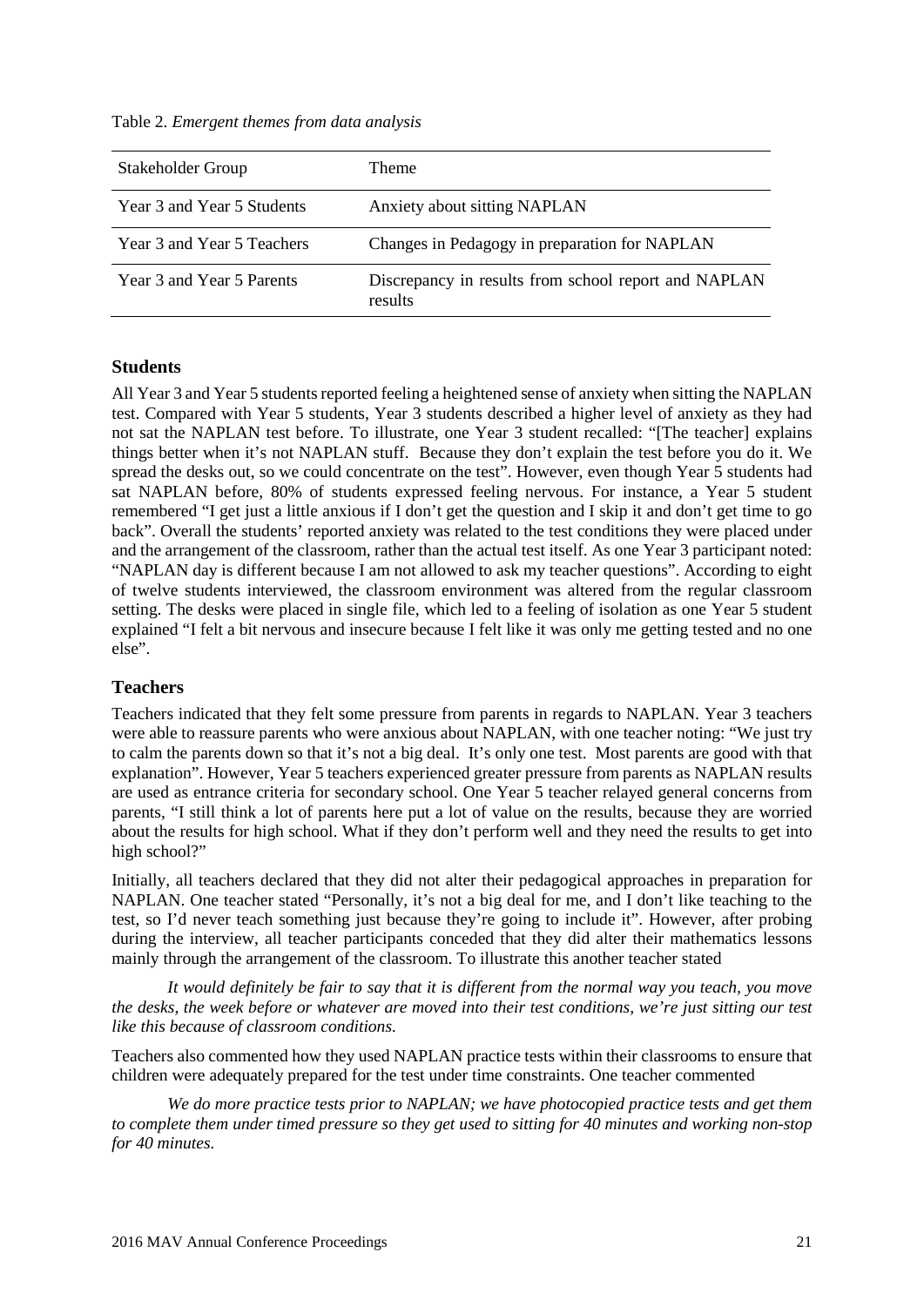Table 2. *Emergent themes from data analysis*

| Stakeholder Group | Theme |
| --- | --- |
| Year 3 and Year 5 Students | Anxiety about sitting NAPLAN |
| Year 3 and Year 5 Teachers | Changes in Pedagogy in preparation for NAPLAN |
| Year 3 and Year 5 Parents | Discrepancy in results from school report and NAPLAN results |

## Students

All Year 3 and Year 5 students reported feeling a heightened sense of anxiety when sitting the NAPLAN test. Compared with Year 5 students, Year 3 students described a higher level of anxiety as they had not sat the NAPLAN test before. To illustrate, one Year 3 student recalled: "[The teacher] explains things better when it's not NAPLAN stuff. Because they don't explain the test before you do it. We spread the desks out, so we could concentrate on the test". However, even though Year 5 students had sat NAPLAN before, 80% of students expressed feeling nervous. For instance, a Year 5 student remembered "I get just a little anxious if I don't get the question and I skip it and don't get time to go back". Overall the students' reported anxiety was related to the test conditions they were placed under and the arrangement of the classroom, rather than the actual test itself. As one Year 3 participant noted: "NAPLAN day is different because I am not allowed to ask my teacher questions". According to eight of twelve students interviewed, the classroom environment was altered from the regular classroom setting. The desks were placed in single file, which led to a feeling of isolation as one Year 5 student explained "I felt a bit nervous and insecure because I felt like it was only me getting tested and no one else".

## Teachers

Teachers indicated that they felt some pressure from parents in regards to NAPLAN. Year 3 teachers were able to reassure parents who were anxious about NAPLAN, with one teacher noting: "We just try to calm the parents down so that it's not a big deal. It's only one test. Most parents are good with that explanation". However, Year 5 teachers experienced greater pressure from parents as NAPLAN results are used as entrance criteria for secondary school. One Year 5 teacher relayed general concerns from parents, "I still think a lot of parents here put a lot of value on the results, because they are worried about the results for high school. What if they don't perform well and they need the results to get into high school?"

Initially, all teachers declared that they did not alter their pedagogical approaches in preparation for NAPLAN. One teacher stated "Personally, it's not a big deal for me, and I don't like teaching to the test, so I'd never teach something just because they're going to include it". However, after probing during the interview, all teacher participants conceded that they did alter their mathematics lessons mainly through the arrangement of the classroom. To illustrate this another teacher stated

> *It would definitely be fair to say that it is different from the normal way you teach, you move the desks, the week before or whatever are moved into their test conditions, we're just sitting our test like this because of classroom conditions.*

Teachers also commented how they used NAPLAN practice tests within their classrooms to ensure that children were adequately prepared for the test under time constraints. One teacher commented

> *We do more practice tests prior to NAPLAN; we have photocopied practice tests and get them to complete them under timed pressure so they get used to sitting for 40 minutes and working non-stop for 40 minutes.*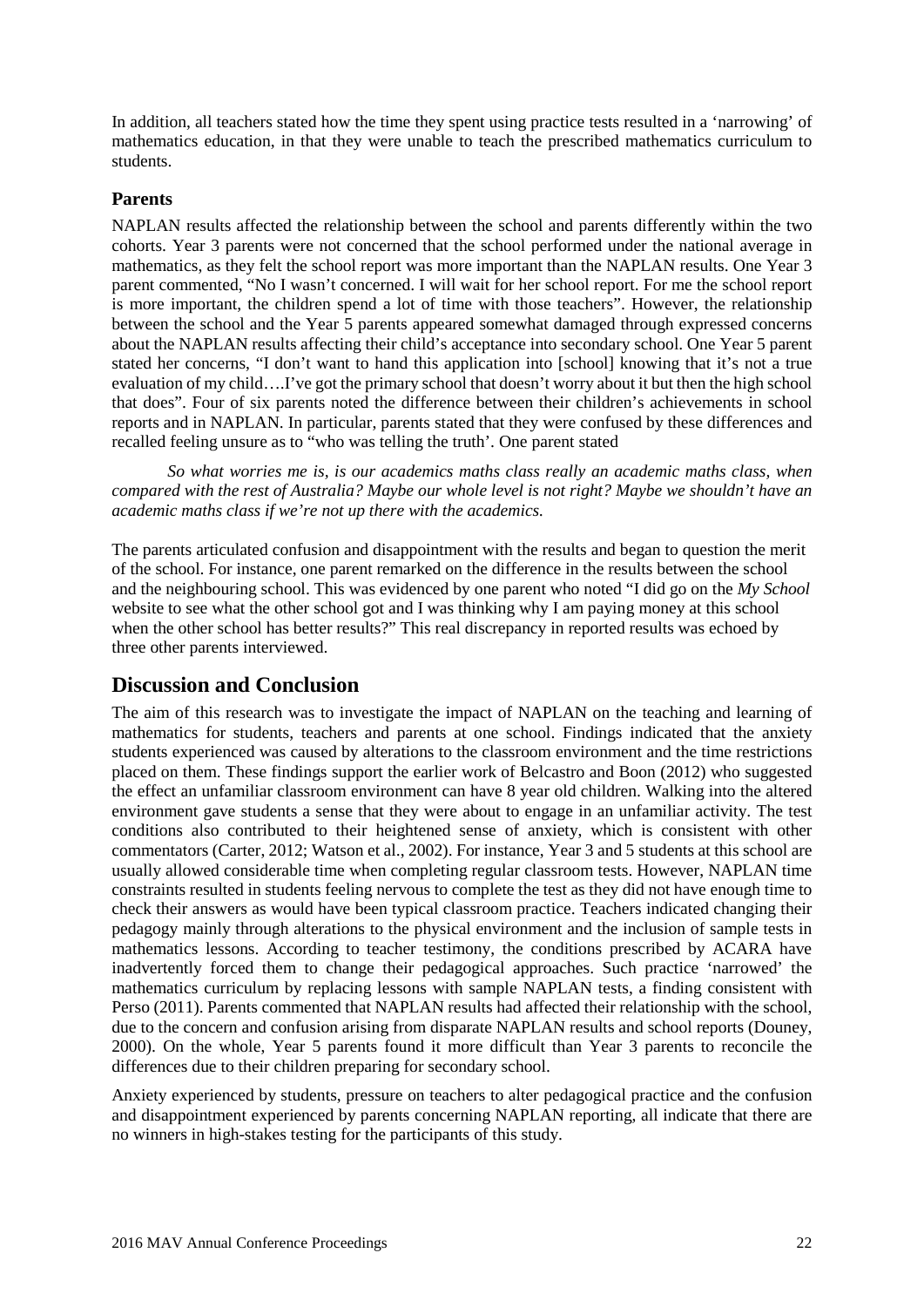In addition, all teachers stated how the time they spent using practice tests resulted in a 'narrowing' of mathematics education, in that they were unable to teach the prescribed mathematics curriculum to students.

### Parents

NAPLAN results affected the relationship between the school and parents differently within the two cohorts. Year 3 parents were not concerned that the school performed under the national average in mathematics, as they felt the school report was more important than the NAPLAN results. One Year 3 parent commented, "No I wasn't concerned. I will wait for her school report. For me the school report is more important, the children spend a lot of time with those teachers". However, the relationship between the school and the Year 5 parents appeared somewhat damaged through expressed concerns about the NAPLAN results affecting their child's acceptance into secondary school. One Year 5 parent stated her concerns, "I don't want to hand this application into [school] knowing that it's not a true evaluation of my child….I've got the primary school that doesn't worry about it but then the high school that does". Four of six parents noted the difference between their children's achievements in school reports and in NAPLAN. In particular, parents stated that they were confused by these differences and recalled feeling unsure as to "who was telling the truth'. One parent stated

*So what worries me is, is our academics maths class really an academic maths class, when compared with the rest of Australia? Maybe our whole level is not right? Maybe we shouldn't have an academic maths class if we're not up there with the academics.*

The parents articulated confusion and disappointment with the results and began to question the merit of the school. For instance, one parent remarked on the difference in the results between the school and the neighbouring school. This was evidenced by one parent who noted "I did go on the *My School* website to see what the other school got and I was thinking why I am paying money at this school when the other school has better results?" This real discrepancy in reported results was echoed by three other parents interviewed.

## Discussion and Conclusion

The aim of this research was to investigate the impact of NAPLAN on the teaching and learning of mathematics for students, teachers and parents at one school. Findings indicated that the anxiety students experienced was caused by alterations to the classroom environment and the time restrictions placed on them. These findings support the earlier work of Belcastro and Boon (2012) who suggested the effect an unfamiliar classroom environment can have 8 year old children. Walking into the altered environment gave students a sense that they were about to engage in an unfamiliar activity. The test conditions also contributed to their heightened sense of anxiety, which is consistent with other commentators (Carter, 2012; Watson et al., 2002). For instance, Year 3 and 5 students at this school are usually allowed considerable time when completing regular classroom tests. However, NAPLAN time constraints resulted in students feeling nervous to complete the test as they did not have enough time to check their answers as would have been typical classroom practice. Teachers indicated changing their pedagogy mainly through alterations to the physical environment and the inclusion of sample tests in mathematics lessons. According to teacher testimony, the conditions prescribed by ACARA have inadvertently forced them to change their pedagogical approaches. Such practice 'narrowed' the mathematics curriculum by replacing lessons with sample NAPLAN tests, a finding consistent with Perso (2011). Parents commented that NAPLAN results had affected their relationship with the school, due to the concern and confusion arising from disparate NAPLAN results and school reports (Douney, 2000). On the whole, Year 5 parents found it more difficult than Year 3 parents to reconcile the differences due to their children preparing for secondary school.

Anxiety experienced by students, pressure on teachers to alter pedagogical practice and the confusion and disappointment experienced by parents concerning NAPLAN reporting, all indicate that there are no winners in high-stakes testing for the participants of this study.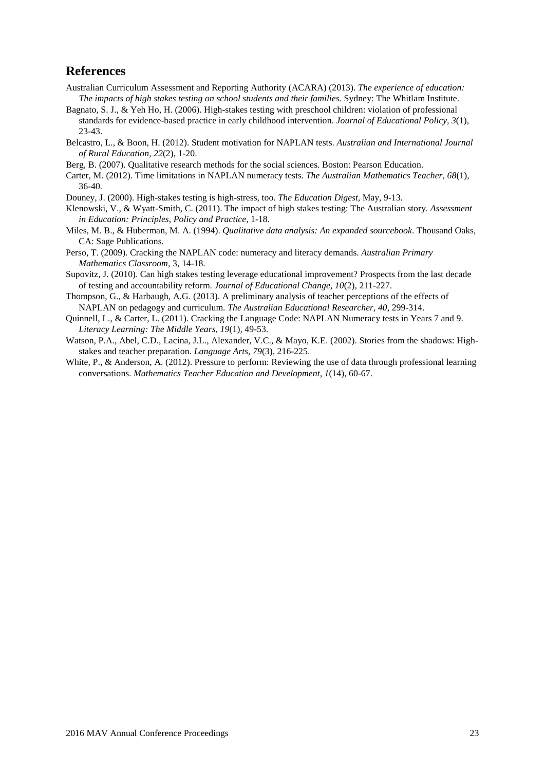## References

Australian Curriculum Assessment and Reporting Authority (ACARA) (2013). *The experience of education: The impacts of high stakes testing on school students and their families.* Sydney: The Whitlam Institute.

Bagnato, S. J., & Yeh Ho, H. (2006). High-stakes testing with preschool children: violation of professional standards for evidence-based practice in early childhood intervention. *Journal of Educational Policy, 3*(1), 23-43.

Belcastro, L., & Boon, H. (2012). Student motivation for NAPLAN tests. *Australian and International Journal of Rural Education, 22*(2), 1-20.

Berg, B. (2007). Qualitative research methods for the social sciences. Boston: Pearson Education.

Carter, M. (2012). Time limitations in NAPLAN numeracy tests. *The Australian Mathematics Teacher, 68*(1), 36-40.

Douney, J. (2000). High-stakes testing is high-stress, too. *The Education Digest*, May, 9-13.

Klenowski, V., & Wyatt-Smith, C. (2011). The impact of high stakes testing: The Australian story. *Assessment in Education: Principles, Policy and Practice*, 1-18.

Miles, M. B., & Huberman, M. A. (1994). *Qualitative data analysis: An expanded sourcebook*. Thousand Oaks, CA: Sage Publications.

Perso, T. (2009). Cracking the NAPLAN code: numeracy and literacy demands. *Australian Primary Mathematics Classroom*, 3, 14-18.

Supovitz, J. (2010). Can high stakes testing leverage educational improvement? Prospects from the last decade of testing and accountability reform. *Journal of Educational Change, 10*(2), 211-227.

Thompson, G., & Harbaugh, A.G. (2013). A preliminary analysis of teacher perceptions of the effects of NAPLAN on pedagogy and curriculum. *The Australian Educational Researcher, 40*, 299-314.

Quinnell, L., & Carter, L. (2011). Cracking the Language Code: NAPLAN Numeracy tests in Years 7 and 9. *Literacy Learning: The Middle Years, 19*(1), 49-53.

Watson, P.A., Abel, C.D., Lacina, J.L., Alexander, V.C., & Mayo, K.E. (2002). Stories from the shadows: High-stakes and teacher preparation. *Language Arts, 79*(3), 216-225.

White, P., & Anderson, A. (2012). Pressure to perform: Reviewing the use of data through professional learning conversations. *Mathematics Teacher Education and Development, 1*(14), 60-67.